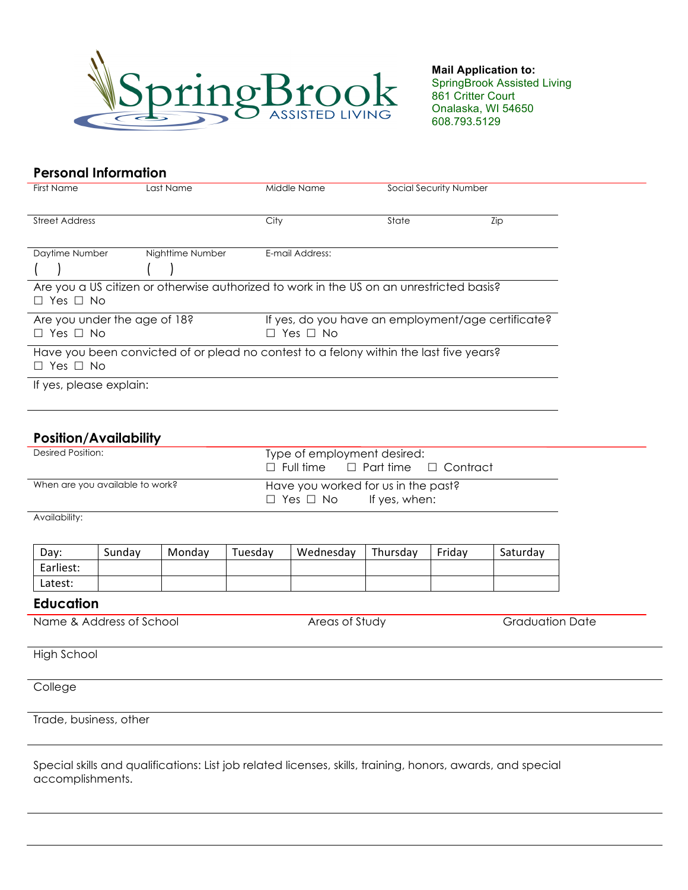SpringBrook ASSISTED LIVING

**Mail Application to:**
SpringBrook Assisted Living
861 Critter Court
Onalaska, WI 54650
608.793.5129

## Personal Information

First Name | Last Name | Middle Name | Social Security Number

Street Address | City | State | Zip

Daytime Number ( ) | Nighttime Number ( ) | E-mail Address:

Are you a US citizen or otherwise authorized to work in the US on an unrestricted basis?
☐ Yes ☐ No

Are you under the age of 18?
☐ Yes ☐ No

If yes, do you have an employment/age certificate?
☐ Yes ☐ No

Have you been convicted of or plead no contest to a felony within the last five years?
☐ Yes ☐ No

If yes, please explain:

## Position/Availability

Desired Position:

Type of employment desired:
☐ Full time ☐ Part time ☐ Contract

When are you available to work?

Have you worked for us in the past?
☐ Yes ☐ No If yes, when:

Availability:

| Day: | Sunday | Monday | Tuesday | Wednesday | Thursday | Friday | Saturday |
|---|---|---|---|---|---|---|---|
| Earliest: | | | | | | | |
| Latest: | | | | | | | |

## Education

| Name & Address of School | Areas of Study | Graduation Date |
|---|---|---|
| High School | | |
| College | | |
| Trade, business, other | | |

Special skills and qualifications: List job related licenses, skills, training, honors, awards, and special accomplishments.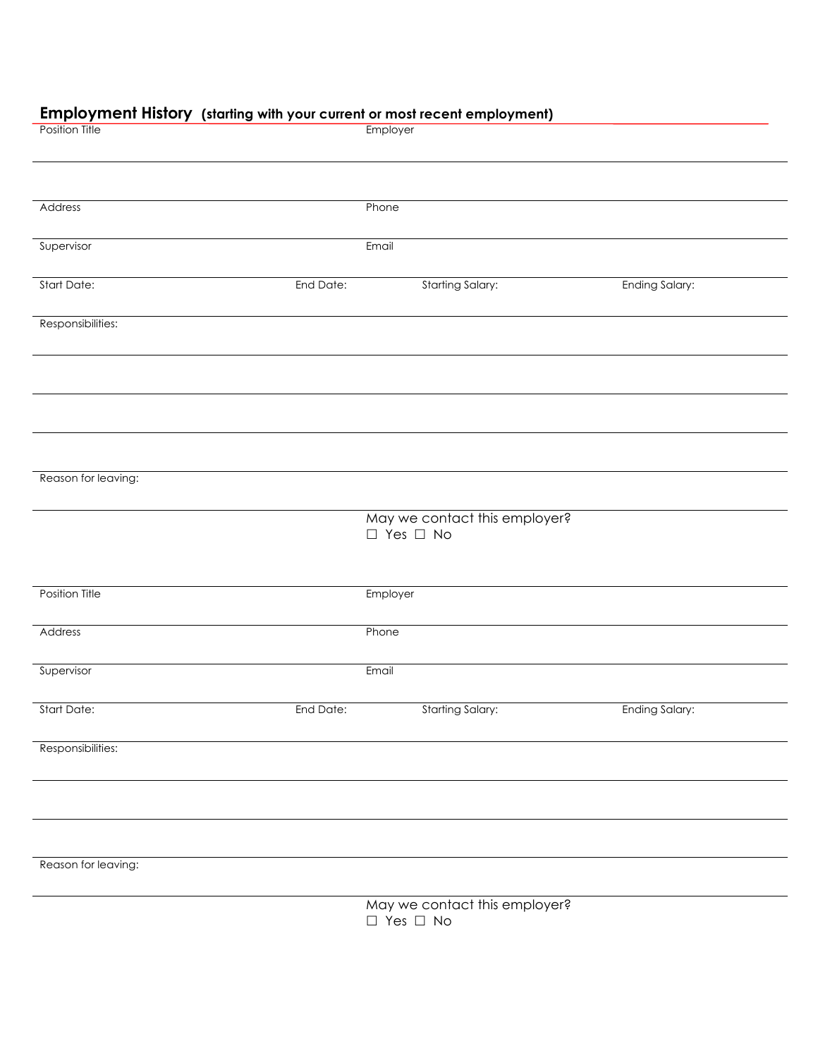## Employment History (starting with your current or most recent employment)

Position Title

Employer

Address

Phone

Supervisor

Email

Start Date:

End Date:

Starting Salary:

Ending Salary:

Responsibilities:

Reason for leaving:

May we contact this employer?
☐ Yes ☐ No

Position Title

Employer

Address

Phone

Supervisor

Email

Start Date:

End Date:

Starting Salary:

Ending Salary:

Responsibilities:

Reason for leaving:

May we contact this employer?
☐ Yes ☐ No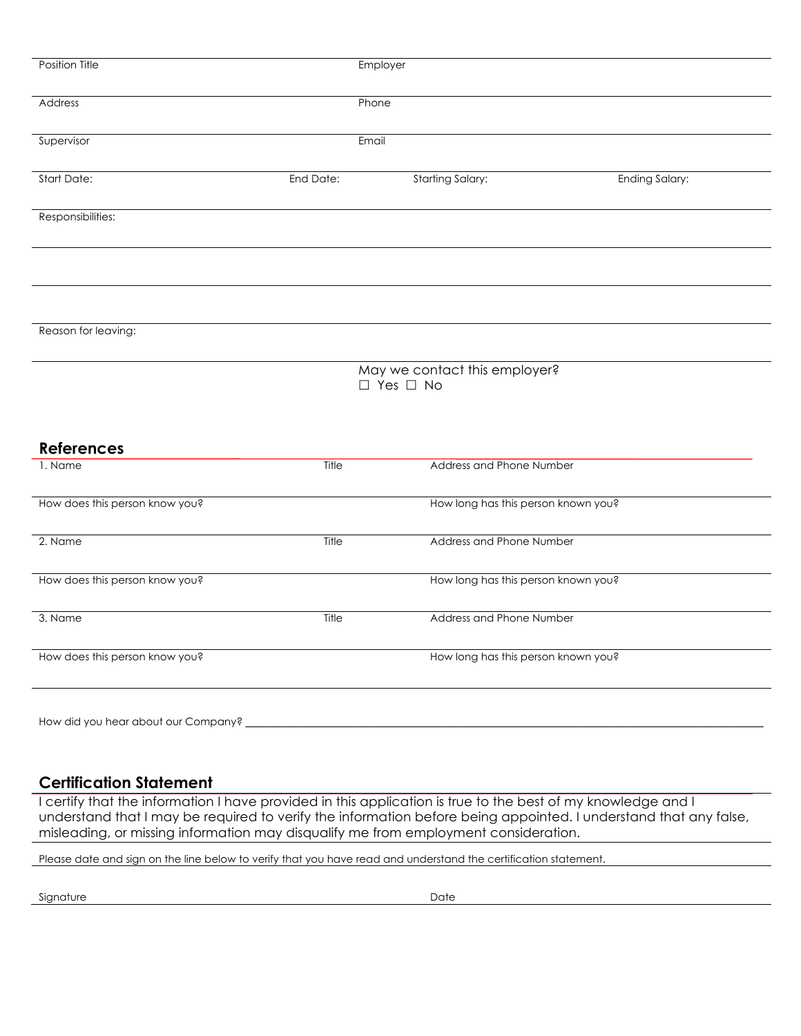| | | | |
|---|---|---|---|
| Position Title | | Employer | |
| Address | | Phone | |
| Supervisor | | Email | |
| Start Date: | End Date: | Starting Salary: | Ending Salary: |

Responsibilities:

Reason for leaving:

May we contact this employer?
☐ Yes ☐ No

## References

| | | |
|---|---|---|
| 1. Name | Title | Address and Phone Number |
| How does this person know you? | | How long has this person known you? |
| 2. Name | Title | Address and Phone Number |
| How does this person know you? | | How long has this person known you? |
| 3. Name | Title | Address and Phone Number |
| How does this person know you? | | How long has this person known you? |

How did you hear about our Company? ___________________________________________

## Certification Statement

I certify that the information I have provided in this application is true to the best of my knowledge and I understand that I may be required to verify the information before being appointed. I understand that any false, misleading, or missing information may disqualify me from employment consideration.

Please date and sign on the line below to verify that you have read and understand the certification statement.

| | |
|---|---|
| Signature | Date |